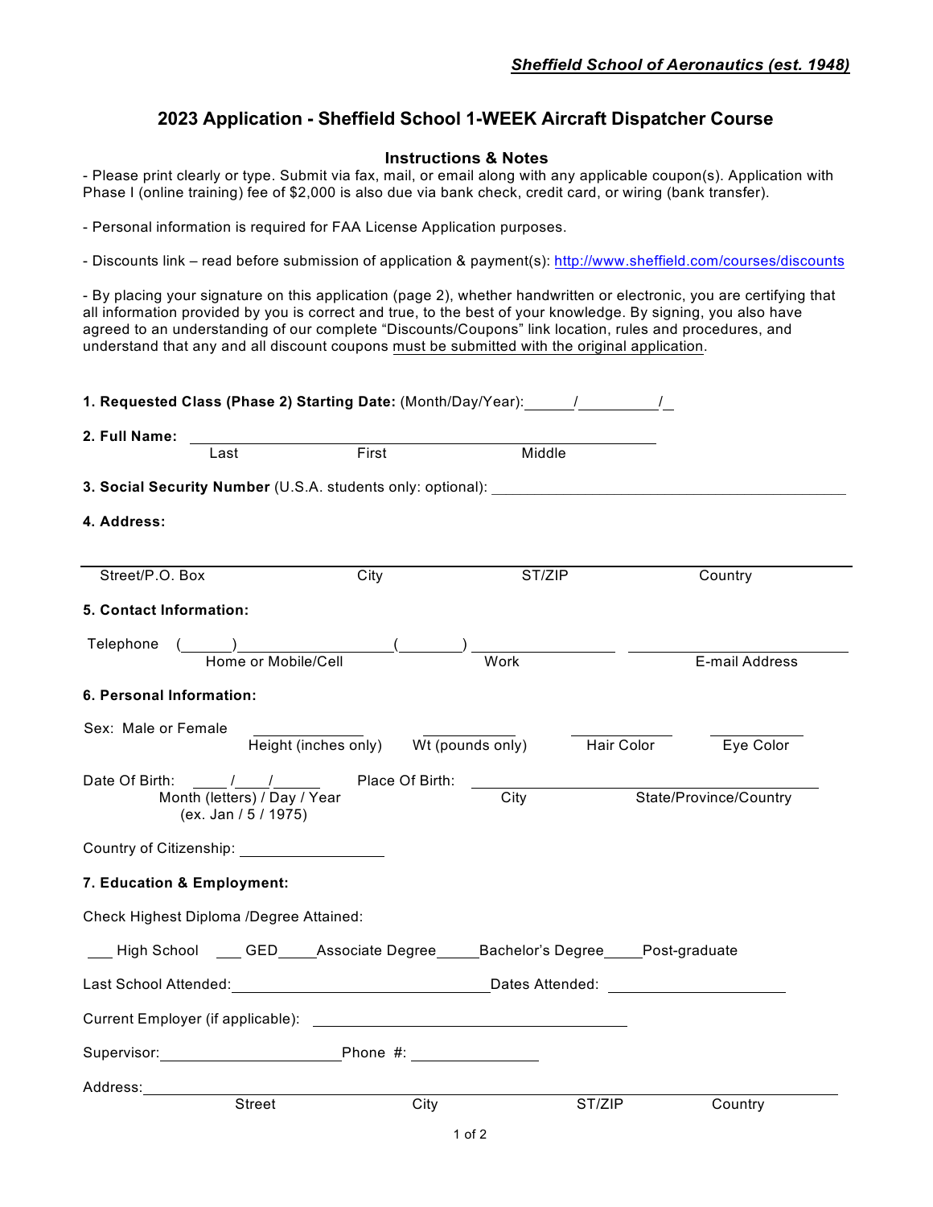*Sheffield School of Aeronautics (est. 1948)*

# 2023 Application - Sheffield School 1-WEEK Aircraft Dispatcher Course

## Instructions & Notes

- Please print clearly or type. Submit via fax, mail, or email along with any applicable coupon(s). Application with Phase I (online training) fee of $2,000 is also due via bank check, credit card, or wiring (bank transfer).

- Personal information is required for FAA License Application purposes.

- Discounts link – read before submission of application & payment(s): http://www.sheffield.com/courses/discounts

- By placing your signature on this application (page 2), whether handwritten or electronic, you are certifying that all information provided by you is correct and true, to the best of your knowledge. By signing, you also have agreed to an understanding of our complete "Discounts/Coupons" link location, rules and procedures, and understand that any and all discount coupons must be submitted with the original application.

**1. Requested Class (Phase 2) Starting Date:** (Month/Day/Year):\_\_\_\_\_\_/\_\_\_\_\_\_\_\_\_\_/\_\_

**2. Full Name:** \_\_\_\_\_\_\_\_\_\_\_\_\_\_\_\_\_\_\_\_\_\_\_\_\_\_\_\_\_\_\_\_\_\_\_\_\_\_\_\_\_\_\_\_\_\_\_\_\_\_\_\_\_\_

Last First Middle

**3. Social Security Number** (U.S.A. students only: optional): \_\_\_\_\_\_\_\_\_\_\_\_\_\_\_\_\_\_\_\_\_\_\_\_\_\_\_\_\_\_\_\_\_\_\_\_\_\_\_\_

**4. Address:**

\_\_\_\_\_\_\_\_\_\_\_\_\_\_\_\_\_\_\_\_\_\_\_\_\_\_\_\_\_\_\_\_\_\_\_\_\_\_\_\_\_\_\_\_\_\_\_\_\_\_\_\_\_\_\_\_\_\_\_\_\_\_\_\_\_\_\_\_\_\_\_\_\_\_\_\_\_\_\_\_\_\_\_\_

Street/P.O. Box City ST/ZIP Country

**5. Contact Information:**

Telephone (\_\_\_\_\_\_)\_\_\_\_\_\_\_\_\_\_\_\_\_\_\_\_\_\_ (\_\_\_\_\_\_\_) \_\_\_\_\_\_\_\_\_\_\_\_\_\_\_\_ \_\_\_\_\_\_\_\_\_\_\_\_\_\_\_\_\_\_\_\_\_\_\_\_\_\_

Home or Mobile/Cell Work E-mail Address

**6. Personal Information:**

Sex: Male or Female \_\_\_\_\_\_\_\_\_\_\_\_\_\_ \_\_\_\_\_\_\_\_\_\_\_\_ \_\_\_\_\_\_\_\_\_\_\_\_ \_\_\_\_\_\_\_\_\_\_\_

Height (inches only) Wt (pounds only) Hair Color Eye Color

Date Of Birth: \_\_\_\_/\_\_\_\_/\_\_\_\_\_\_ Place Of Birth: \_\_\_\_\_\_\_\_\_\_\_\_\_\_\_\_\_\_\_\_\_\_\_\_\_\_\_\_\_\_\_\_\_\_\_\_\_\_\_\_\_\_\_

Month (letters) / Day / Year (ex. Jan / 5 / 1975) City State/Province/Country

Country of Citizenship: \_\_\_\_\_\_\_\_\_\_\_\_\_\_\_\_\_\_

**7. Education & Employment:**

Check Highest Diploma /Degree Attained:

\_\_\_ High School \_\_\_ GED\_\_\_\_\_Associate Degree\_\_\_\_\_Bachelor's Degree\_\_\_\_\_Post-graduate

Last School Attended:\_\_\_\_\_\_\_\_\_\_\_\_\_\_\_\_\_\_\_\_\_\_\_\_\_\_\_\_\_\_\_\_\_Dates Attended: \_\_\_\_\_\_\_\_\_\_\_\_\_\_\_\_\_\_\_\_\_\_

Current Employer (if applicable): \_\_\_\_\_\_\_\_\_\_\_\_\_\_\_\_\_\_\_\_\_\_\_\_\_\_\_\_\_\_\_\_\_\_\_\_\_\_\_\_

Supervisor:\_\_\_\_\_\_\_\_\_\_\_\_\_\_\_\_\_\_\_\_\_\_\_Phone #: \_\_\_\_\_\_\_\_\_\_\_\_\_\_\_\_

Address:\_\_\_\_\_\_\_\_\_\_\_\_\_\_\_\_\_\_\_\_\_\_\_\_\_\_\_\_\_\_\_\_\_\_\_\_\_\_\_\_\_\_\_\_\_\_\_\_\_\_\_\_\_\_\_\_\_\_\_\_\_\_\_\_\_\_\_\_\_\_\_\_\_\_\_\_\_\_\_

Street City ST/ZIP Country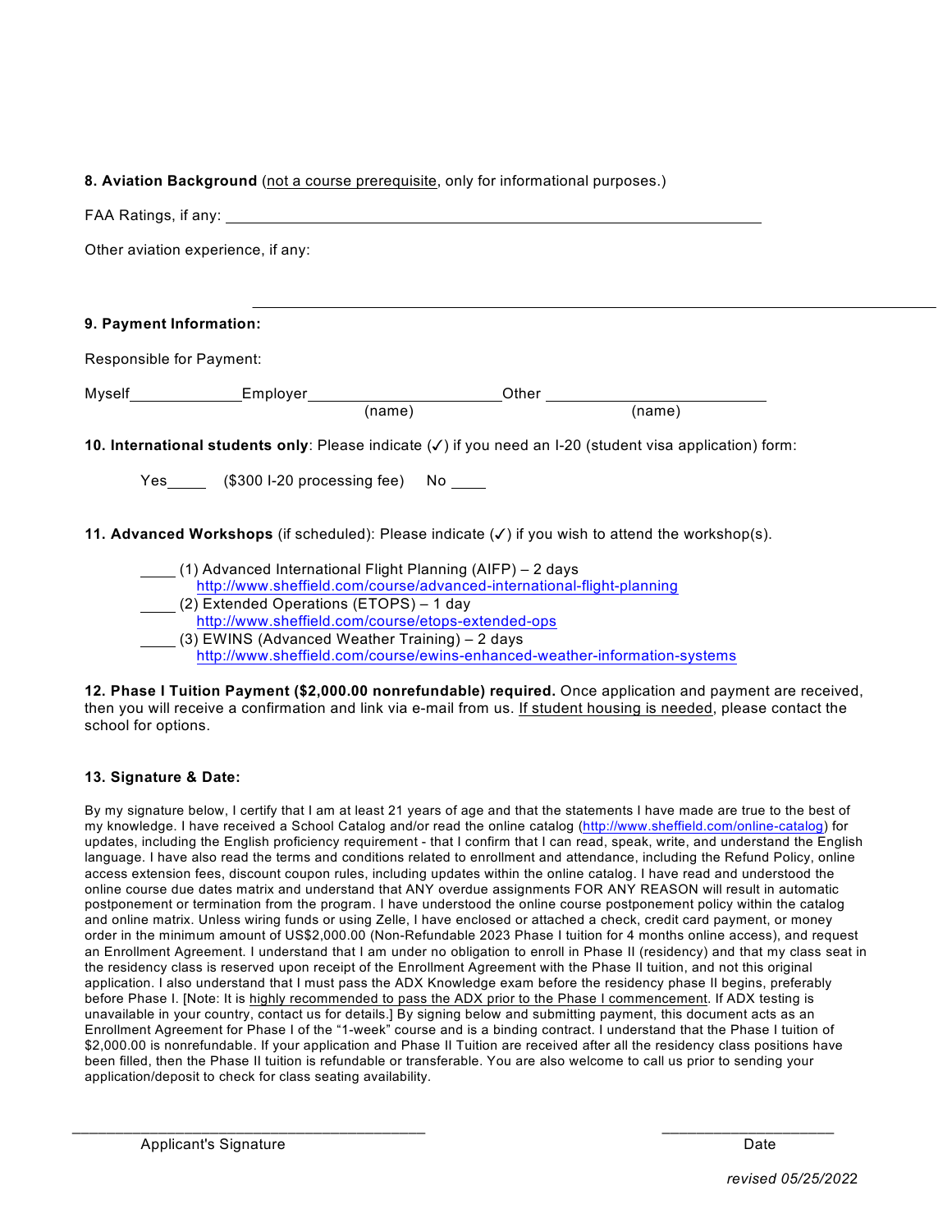**8. Aviation Background** (not a course prerequisite, only for informational purposes.)

FAA Ratings, if any: ________________________________________________________________

Other aviation experience, if any:

________________________________________________________________________________

**9. Payment Information:**

Responsible for Payment:

Myself_____________Employer______________________Other _________________________

(name) (name)

**10. International students only**: Please indicate (✓) if you need an I-20 (student visa application) form:

Yes_____ ($300 I-20 processing fee) No ____

**11. Advanced Workshops** (if scheduled): Please indicate (✓) if you wish to attend the workshop(s).

____ (1) Advanced International Flight Planning (AIFP) – 2 days
http://www.sheffield.com/course/advanced-international-flight-planning

____ (2) Extended Operations (ETOPS) – 1 day
http://www.sheffield.com/course/etops-extended-ops

____ (3) EWINS (Advanced Weather Training) – 2 days
http://www.sheffield.com/course/ewins-enhanced-weather-information-systems

**12. Phase I Tuition Payment ($2,000.00 nonrefundable) required.** Once application and payment are received, then you will receive a confirmation and link via e-mail from us. If student housing is needed, please contact the school for options.

**13. Signature & Date:**

By my signature below, I certify that I am at least 21 years of age and that the statements I have made are true to the best of my knowledge. I have received a School Catalog and/or read the online catalog (http://www.sheffield.com/online-catalog) for updates, including the English proficiency requirement - that I confirm that I can read, speak, write, and understand the English language. I have also read the terms and conditions related to enrollment and attendance, including the Refund Policy, online access extension fees, discount coupon rules, including updates within the online catalog. I have read and understood the online course due dates matrix and understand that ANY overdue assignments FOR ANY REASON will result in automatic postponement or termination from the program. I have understood the online course postponement policy within the catalog and online matrix. Unless wiring funds or using Zelle, I have enclosed or attached a check, credit card payment, or money order in the minimum amount of US$2,000.00 (Non-Refundable 2023 Phase I tuition for 4 months online access), and request an Enrollment Agreement. I understand that I am under no obligation to enroll in Phase II (residency) and that my class seat in the residency class is reserved upon receipt of the Enrollment Agreement with the Phase II tuition, and not this original application. I also understand that I must pass the ADX Knowledge exam before the residency phase II begins, preferably before Phase I. [Note: It is highly recommended to pass the ADX prior to the Phase I commencement. If ADX testing is unavailable in your country, contact us for details.] By signing below and submitting payment, this document acts as an Enrollment Agreement for Phase I of the "1-week" course and is a binding contract. I understand that the Phase I tuition of $2,000.00 is nonrefundable. If your application and Phase II Tuition are received after all the residency class positions have been filled, then the Phase II tuition is refundable or transferable. You are also welcome to call us prior to sending your application/deposit to check for class seating availability.

_________________________________________ ____________________

Applicant's Signature Date

*revised 05/25/2022*